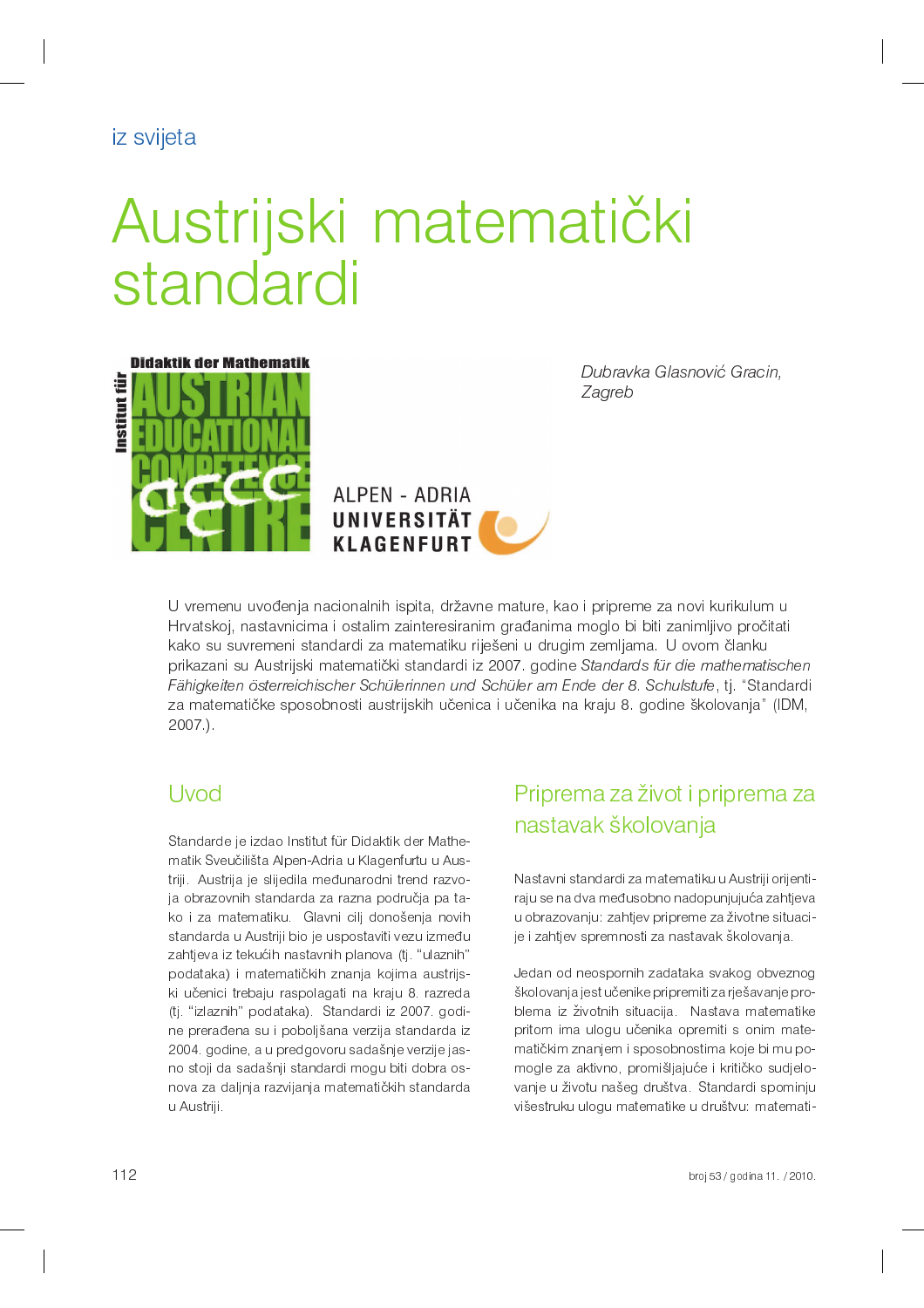iz svijeta

# Austrijski matematički standardi

*Dubravka Glasnović Gracin, Zagreb*

U vremenu uvođenja nacionalnih ispita, državne mature, kao i pripreme za novi kurikulum u Hrvatskoj, nastavnicima i ostalim zainteresiranim građanima moglo bi biti zanimljivo pročitati kako su suvremeni standardi za matematiku riješeni u drugim zemljama. U ovom članku prikazani su Austrijski matematički standardi iz 2007. godine *Standards für die mathematischen Fähigkeiten österreichischer Schülerinnen und Schüler am Ende der 8. Schulstufe*, tj. "Standardi za matematičke sposobnosti austrijskih učenica i učenika na kraju 8. godine školovanja" (IDM, 2007.).

## Uvod

Standarde je izdao Institut für Didaktik der Mathematik Sveučilišta Alpen-Adria u Klagenfurtu u Austriji. Austrija je slijedila međunarodni trend razvoja obrazovnih standarda za razna područja pa tako i za matematiku. Glavni cilj donošenja novih standarda u Austriji bio je uspostaviti vezu između zahtjeva iz tekućih nastavnih planova (tj. "ulaznih" podataka) i matematičkih znanja kojima austrijski učenici trebaju raspolagati na kraju 8. razreda (tj. "izlaznih" podataka). Standardi iz 2007. godine prerađena su i poboljšana verzija standarda iz 2004. godine, a u predgovoru sadašnje verzije jasno stoji da sadašnji standardi mogu biti dobra osnova za daljnja razvijanja matematičkih standarda u Austriji.

## Priprema za život i priprema za nastavak školovanja

Nastavni standardi za matematiku u Austriji orijentiraju se na dva međusobno nadopunjujuća zahtjeva u obrazovanju: zahtjev pripreme za životne situacije i zahtjev spremnosti za nastavak školovanja.

Jedan od neospornih zadataka svakog obveznog školovanja jest učenike pripremiti za rješavanje problema iz životnih situacija. Nastava matematike pritom ima ulogu učenika opremiti s onim matematičkim znanjem i sposobnostima koje bi mu pomogle za aktivno, promišljajuće i kritičko sudjelovanje u životu našeg društva. Standardi spominju višestruku ulogu matematike u društvu: matemati-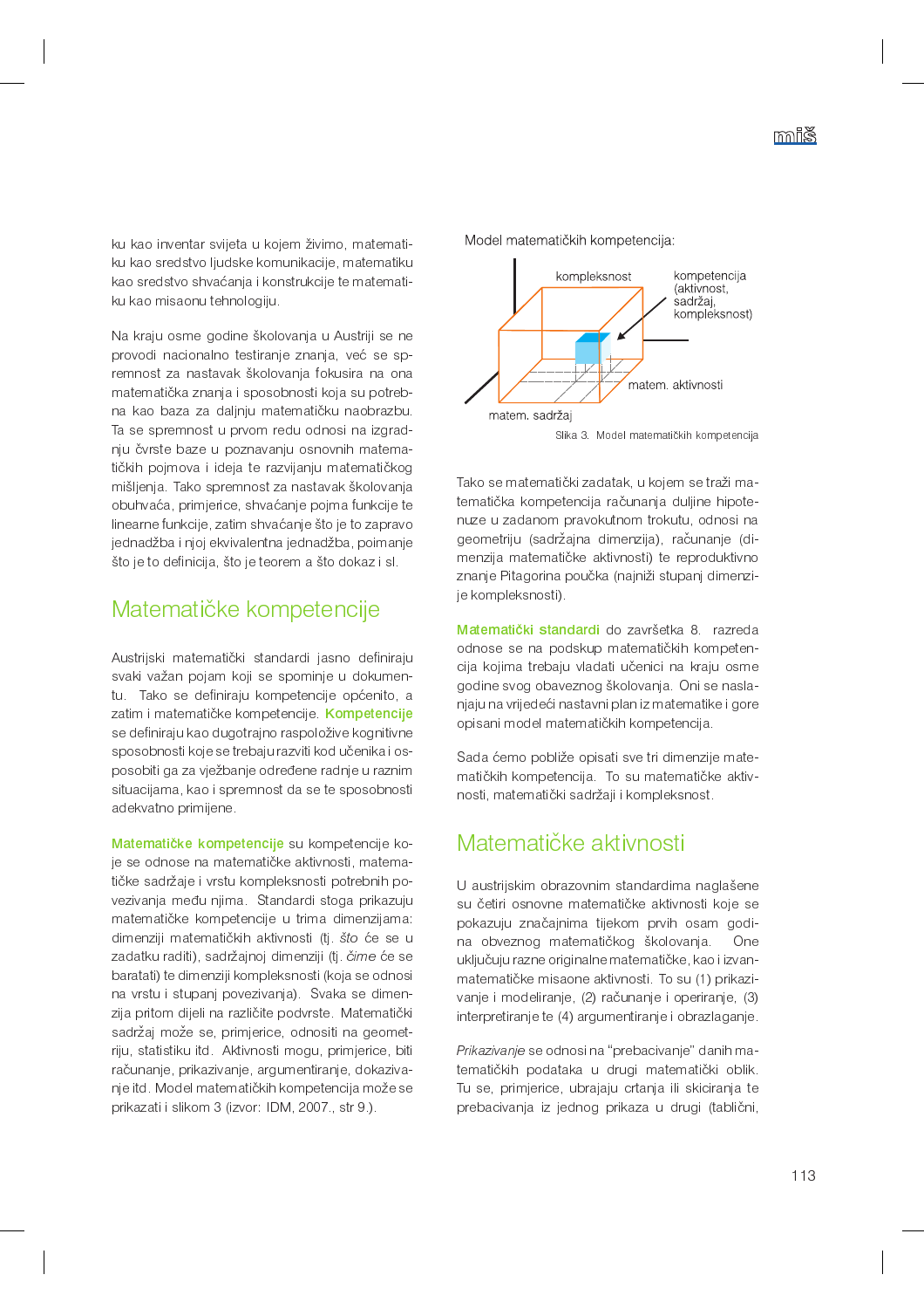ku kao inventar svijeta u kojem živimo, matematiku kao sredstvo ljudske komunikacije, matematiku kao sredstvo shvaćanja i konstrukcije te matematiku kao misaonu tehnologiju.

Na kraju osme godine školovanja u Austriji se ne provodi nacionalno testiranje znanja, već se spremnost za nastavak školovanja fokusira na ona matematička znanja i sposobnosti koja su potrebna kao baza za daljnju matematičku naobrazbu. Ta se spremnost u prvom redu odnosi na izgradnju čvrste baze u poznavanju osnovnih matematičkih pojmova i ideja te razvijanju matematičkog mišljenja. Tako spremnost za nastavak školovanja obuhvaća, primjerice, shvaćanje pojma funkcije te linearne funkcije, zatim shvaćanje što je to zapravo jednadžba i njoj ekvivalentna jednadžba, poimanje što je to definicija, što je teorem a što dokaz i sl.

## Matematičke kompetencije

Austrijski matematički standardi jasno definiraju svaki važan pojam koji se spominje u dokumentu. Tako se definiraju kompetencije općenito, a zatim i matematičke kompetencije. **Kompetencije** se definiraju kao dugotrajno raspoložive kognitivne sposobnosti koje se trebaju razviti kod učenika i osposobiti ga za vježbanje određene radnje u raznim situacijama, kao i spremnost da se te sposobnosti adekvatno primijene.

**Matematičke kompetencije** su kompetencije koje se odnose na matematičke aktivnosti, matematičke sadržaje i vrstu kompleksnosti potrebnih povezivanja među njima. Standardi stoga prikazuju matematičke kompetencije u trima dimenzijama: dimenziji matematičkih aktivnosti (tj. *što* će se u zadatku raditi), sadržajnoj dimenziji (tj. *čime* će se baratati) te dimenziji kompleksnosti (koja se odnosi na vrstu i stupanj povezivanja). Svaka se dimenzija pritom dijeli na različite podvrste. Matematički sadržaj može se, primjerice, odnositi na geometriju, statistiku itd. Aktivnosti mogu, primjerice, biti računanje, prikazivanje, argumentiranje, dokazivanje itd. Model matematičkih kompetencija može se prikazati i slikom 3 (izvor: IDM, 2007., str 9.).

Model matematičkih kompetencija:

kompleksnost

kompetencija (aktivnost, sadržaj, kompleksnost)

matem. aktivnosti

matem. sadržaj

Slika 3. Model matematičkih kompetencija

Tako se matematički zadatak, u kojem se traži matematička kompetencija računanja duljine hipotenuze u zadanom pravokutnom trokutu, odnosi na geometriju (sadržajna dimenzija), računanje (dimenzija matematičke aktivnosti) te reproduktivno znanje Pitagorina poučka (najniži stupanj dimenzije kompleksnosti).

**Matematički standardi** do završetka 8. razreda odnose se na podskup matematičkih kompetencija kojima trebaju vladati učenici na kraju osme godine svog obaveznog školovanja. Oni se naslanjaju na vrijedeći nastavni plan iz matematike i gore opisani model matematičkih kompetencija.

Sada ćemo pobliže opisati sve tri dimenzije matematičkih kompetencija. To su matematičke aktivnosti, matematički sadržaji i kompleksnost.

## Matematičke aktivnosti

U austrijskim obrazovnim standardima naglašene su četiri osnovne matematičke aktivnosti koje se pokazuju značajnima tijekom prvih osam godina obveznog matematičkog školovanja. One uključuju razne originalne matematičke, kao i izvanmatematičke misaone aktivnosti. To su (1) prikazivanje i modeliranje, (2) računanje i operiranje, (3) interpretiranje te (4) argumentiranje i obrazlaganje.

*Prikazivanje* se odnosi na "prebacivanje" danih matematičkih podataka u drugi matematički oblik. Tu se, primjerice, ubrajaju crtanja ili skiciranja te prebacivanja iz jednog prikaza u drugi (tablični,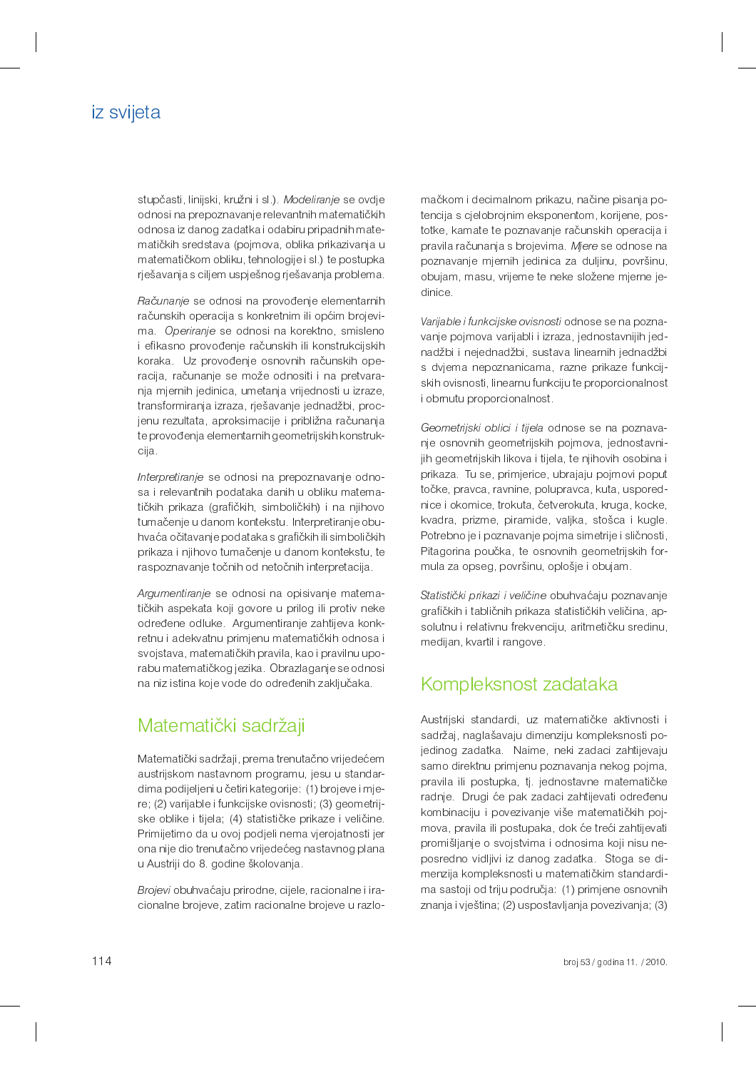stupčasti, linijski, kružni i sl.). *Modeliranje* se ovdje odnosi na prepoznavanje relevantnih matematičkih odnosa iz danog zadatka i odabiru pripadnih matematičkih sredstava (pojmova, oblika prikazivanja u matematičkom obliku, tehnologije i sl.) te postupka rješavanja s ciljem uspješnog rješavanja problema.

*Računanje* se odnosi na provođenje elementarnih računskih operacija s konkretnim ili općim brojevima. *Operiranje* se odnosi na korektno, smisleno i efikasno provođenje računskih ili konstrukcijskih koraka. Uz provođenje osnovnih računskih operacija, računanje se može odnositi i na pretvaranja mjernih jedinica, umetanja vrijednosti u izraze, transformiranja izraza, rješavanje jednadžbi, procjenu rezultata, aproksimacije i približna računanja te provođenja elementarnih geometrijskih konstrukcija.

*Interpretiranje* se odnosi na prepoznavanje odnosa i relevantnih podataka danih u obliku matematičkih prikaza (grafičkih, simboličkih) i na njihovo tumačenje u danom kontekstu. Interpretiranje obuhvaća očitavanje podataka s grafičkih ili simboličkih prikaza i njihovo tumačenje u danom kontekstu, te raspoznavanje točnih od netočnih interpretacija.

*Argumentiranje* se odnosi na opisivanje matematičkih aspekata koji govore u prilog ili protiv neke određene odluke. Argumentiranje zahtijeva konkretnu i adekvatnu primjenu matematičkih odnosa i svojstava, matematičkih pravila, kao i pravilnu uporabu matematičkog jezika. Obrazlaganje se odnosi na niz istina koje vode do određenih zaključaka.

## Matematički sadržaji

Matematički sadržaji, prema trenutačno vrijedećem austrijskom nastavnom programu, jesu u standardima podijeljeni u četiri kategorije: (1) brojeve i mjere; (2) varijable i funkcijske ovisnosti; (3) geometrijske oblike i tijela; (4) statističke prikaze i veličine. Primijetimo da u ovoj podjeli nema vjerojatnosti jer ona nije dio trenutačno vrijedećeg nastavnog plana u Austriji do 8. godine školovanja.

*Brojevi* obuhvaćaju prirodne, cijele, racionalne i iracionalne brojeve, zatim racionalne brojeve u razlomačkom i decimalnom prikazu, načine pisanja potencija s cjelobrojnim eksponentom, korijene, postotke, kamate te poznavanje računskih operacija i pravila računanja s brojevima. *Mjere* se odnose na poznavanje mjernih jedinica za duljinu, površinu, obujam, masu, vrijeme te neke složene mjerne jedinice.

*Varijable i funkcijske ovisnosti* odnose se na poznavanje pojmova varijabli i izraza, jednostavnijih jednadžbi i nejednadžbi, sustava linearnih jednadžbi s dvjema nepoznanicama, razne prikaze funkcijskih ovisnosti, linearnu funkciju te proporcionalnost i obrnutu proporcionalnost.

*Geometrijski oblici i tijela* odnose se na poznavanje osnovnih geometrijskih pojmova, jednostavnijih geometrijskih likova i tijela, te njihovih osobina i prikaza. Tu se, primjerice, ubrajaju pojmovi poput točke, pravca, ravnine, polupravca, kuta, usporednice i okomice, trokuta, četverokuta, kruga, kocke, kvadra, prizme, piramide, valjka, stošca i kugle. Potrebno je i poznavanje pojma simetrije i sličnosti, Pitagorina poučka, te osnovnih geometrijskih formula za opseg, površinu, oplošje i obujam.

*Statistički prikazi i veličine* obuhvaćaju poznavanje grafičkih i tabličnih prikaza statističkih veličina, apsolutnu i relativnu frekvenciju, aritmetičku sredinu, medijan, kvartil i rangove.

## Kompleksnost zadataka

Austrijski standardi, uz matematičke aktivnosti i sadržaj, naglašavaju dimenziju kompleksnosti pojedinog zadatka. Naime, neki zadaci zahtijevaju samo direktnu primjenu poznavanja nekog pojma, pravila ili postupka, tj. jednostavne matematičke radnje. Drugi će pak zadaci zahtijevati određenu kombinaciju i povezivanje više matematičkih pojmova, pravila ili postupaka, dok će treći zahtijevati promišljanje o svojstvima i odnosima koji nisu neposredno vidljivi iz danog zadatka. Stoga se dimenzija kompleksnosti u matematičkim standardima sastoji od triju područja: (1) primjene osnovnih znanja i vještina; (2) uspostavljanja povezivanja; (3)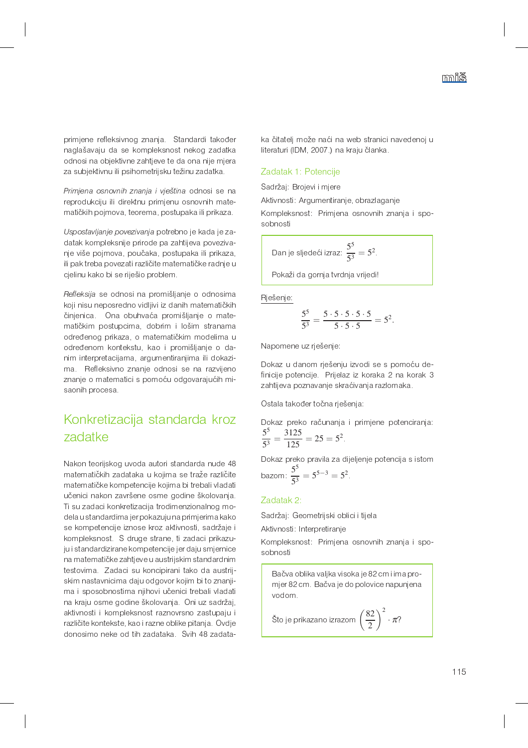primjene refleksivnog znanja. Standardi također naglašavaju da se kompleksnost nekog zadatka odnosi na objektivne zahtjeve te da ona nije mjera za subjektivnu ili psihometrijsku težinu zadatka.

*Primjena osnovnih znanja i vještina* odnosi se na reprodukciju ili direktnu primjenu osnovnih matematičkih pojmova, teorema, postupaka ili prikaza.

*Uspostavljanje povezivanja* potrebno je kada je zadatak kompleksnije prirode pa zahtijeva povezivanje više pojmova, poučaka, postupaka ili prikaza, ili pak treba povezati različite matematičke radnje u cjelinu kako bi se riješio problem.

*Refleksija* se odnosi na promišljanje o odnosima koji nisu neposredno vidljivi iz danih matematičkih činjenica. Ona obuhvaća promišljanje o matematičkim postupcima, dobrim i lošim stranama određenog prikaza, o matematičkim modelima u određenom kontekstu, kao i promišljanje o danim interpretacijama, argumentiranjima ili dokazima. Refleksivno znanje odnosi se na razvijeno znanje o matematici s pomoću odgovarajućih misaonih procesa.

## Konkretizacija standarda kroz zadatke

Nakon teorijskog uvoda autori standarda nude 48 matematičkih zadataka u kojima se traže različite matematičke kompetencije kojima bi trebali vladati učenici nakon završene osme godine školovanja. Ti su zadaci konkretizacija trodimenzionalnog modela u standardima jer pokazuju na primjerima kako se kompetencije iznose kroz aktivnosti, sadržaje i kompleksnost. S druge strane, ti zadaci prikazuju i standardizirane kompetencije jer daju smjernice na matematičke zahtjeve u austrijskim standardnim testovima. Zadaci su koncipirani tako da austrijskim nastavnicima daju odgovor kojim bi to znanjima i sposobnostima njihovi učenici trebali vladati na kraju osme godine školovanja. Oni uz sadržaj, aktivnosti i kompleksnost raznovrsno zastupaju i različite kontekste, kao i razne oblike pitanja. Ovdje donosimo neke od tih zadataka. Svih 48 zadataka čitatelj može naći na web stranici navedenoj u literaturi (IDM, 2007.) na kraju članka.

### Zadatak 1: Potencije

Sadržaj: Brojevi i mjere

Aktivnosti: Argumentiranje, obrazlaganje

Kompleksnost: Primjena osnovnih znanja i sposobnosti

> Dan je sljedeći izraz: $\frac{5^5}{5^3} = 5^2$.
>
> Pokaži da gornja tvrdnja vrijedi!

Rješenje:

$$\frac{5^5}{5^3} = \frac{5 \cdot 5 \cdot 5 \cdot 5 \cdot 5}{5 \cdot 5 \cdot 5} = 5^2.$$

Napomene uz rješenje:

Dokaz u danom rješenju izvodi se s pomoću definicije potencije. Prijelaz iz koraka 2 na korak 3 zahtijeva poznavanje skraćivanja razlomaka.

Ostala također točna rješenja:

Dokaz preko računanja i primjene potenciranja: $\frac{5^5}{5^3} = \frac{3125}{125} = 25 = 5^2$.

Dokaz preko pravila za dijeljenje potencija s istom bazom: $\frac{5^5}{5^3} = 5^{5-3} = 5^2$.

### Zadatak 2:

Sadržaj: Geometrijski oblici i tijela

Aktivnosti: Interpretiranje

Kompleksnost: Primjena osnovnih znanja i sposobnosti

> Bačva oblika valjka visoka je 82 cm i ima promjer 82 cm. Bačva je do polovice napunjena vodom.
>
> Što je prikazano izrazom $\left(\frac{82}{2}\right)^2 \cdot \pi$?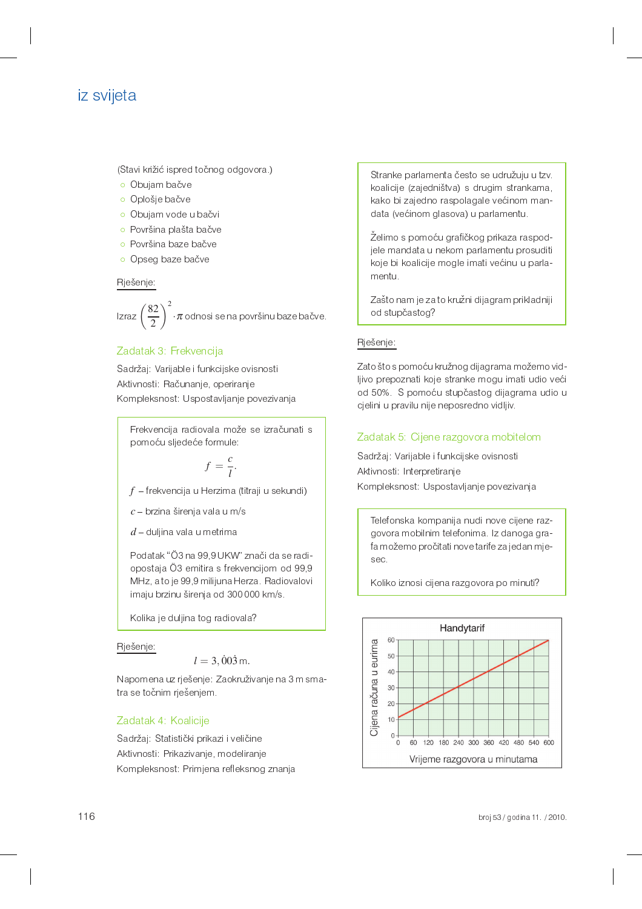## iz svijeta

(Stavi križić ispred točnog odgovora.)

- ○ Obujam bačve
- ○ Oplošje bačve
- ○ Obujam vode u bačvi
- ○ Površina plašta bačve
- ○ Površina baze bačve
- ○ Opseg baze bačve

Rješenje:

Izraz $\left(\frac{82}{2}\right)^2 \cdot \pi$ odnosi se na površinu baze bačve.

### Zadatak 3: Frekvencija

Sadržaj: Varijable i funkcijske ovisnosti
Aktivnosti: Računanje, operiranje
Kompleksnost: Uspostavljanje povezivanja

Frekvencija radiovala može se izračunati s pomoću sljedeće formule:

$$f = \frac{c}{l}.$$

$f$ – frekvencija u Herzima (titraji u sekundi)

$c$ – brzina širenja vala u m/s

$d$ – duljina vala u metrima

Podatak "Ö3 na 99,9 UKW" znači da se radiopostaja Ö3 emitira s frekvencijom od 99,9 MHz, a to je 99,9 milijuna Herza. Radiovalovi imaju brzinu širenja od 300 000 km/s.

Kolika je duljina tog radiovala?

Rješenje:

$$l = 3,\dot{0}0\dot{3}\,\text{m}.$$

Napomena uz rješenje: Zaokruživanje na 3 m smatra se točnim rješenjem.

### Zadatak 4: Koalicije

Sadržaj: Statistički prikazi i veličine
Aktivnosti: Prikazivanje, modeliranje
Kompleksnost: Primjena refleksnog znanja

Stranke parlamenta često se udružuju u tzv. koalicije (zajedništva) s drugim strankama, kako bi zajedno raspolagale većinom mandata (većinom glasova) u parlamentu.

Želimo s pomoću grafičkog prikaza raspodjele mandata u nekom parlamentu prosuditi koje bi koalicije mogle imati većinu u parlamentu.

Zašto nam je za to kružni dijagram prikladniji od stupčastog?

Rješenje:

Zato što s pomoću kružnog dijagrama možemo vidljivo prepoznati koje stranke mogu imati udio veći od 50%. S pomoću stupčastog dijagrama udio u cjelini u pravilu nije neposredno vidljiv.

### Zadatak 5: Cijene razgovora mobitelom

Sadržaj: Varijable i funkcijske ovisnosti
Aktivnosti: Interpretiranje
Kompleksnost: Uspostavljanje povezivanja

Telefonska kompanija nudi nove cijene razgovora mobilnim telefonima. Iz danoga grafa možemo pročitati nove tarife za jedan mjesec.

Koliko iznosi cijena razgovora po minuti?

Handytarif

(Graf: os y – Cijena računa u eurima, 0–60; os x – Vrijeme razgovora u minutama, 0–600)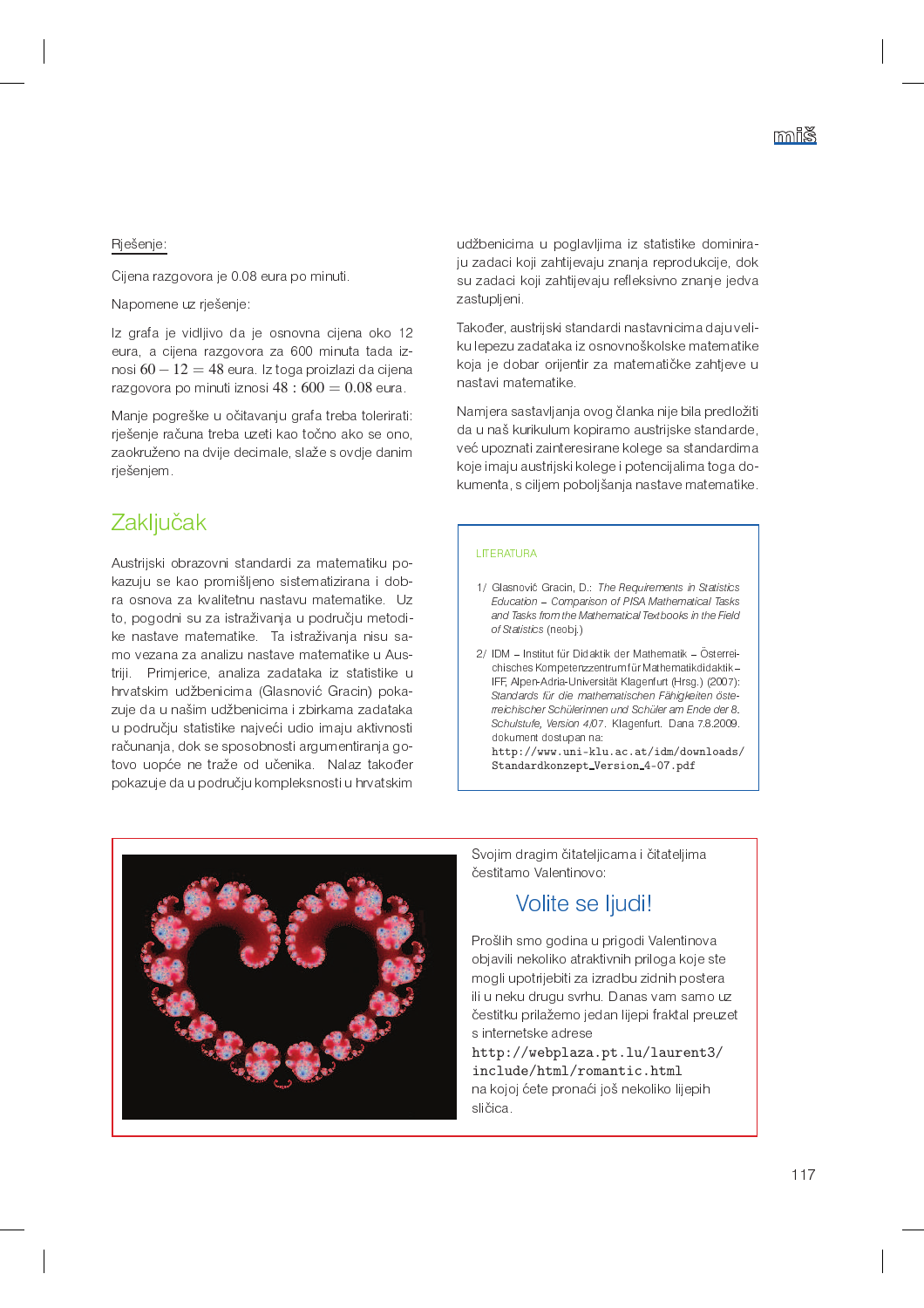Rješenje:

Cijena razgovora je 0.08 eura po minuti.

Napomene uz rješenje:

Iz grafa je vidljivo da je osnovna cijena oko 12 eura, a cijena razgovora za 600 minuta tada iznosi $60 - 12 = 48$ eura. Iz toga proizlazi da cijena razgovora po minuti iznosi $48 : 600 = 0.08$ eura.

Manje pogreške u očitavanju grafa treba tolerirati: rješenje računa treba uzeti kao točno ako se ono, zaokruženo na dvije decimale, slaže s ovdje danim rješenjem.

## Zaključak

Austrijski obrazovni standardi za matematiku pokazuju se kao promišljeno sistematizirana i dobra osnova za kvalitetnu nastavu matematike. Uz to, pogodni su za istraživanja u području metodike nastave matematike. Ta istraživanja nisu samo vezana za analizu nastave matematike u Austriji. Primjerice, analiza zadataka iz statistike u hrvatskim udžbenicima (Glasnović Gracin) pokazuje da u našim udžbenicima i zbirkama zadataka u području statistike najveći udio imaju aktivnosti računanja, dok se sposobnosti argumentiranja gotovo uopće ne traže od učenika. Nalaz također pokazuje da u području kompleksnosti u hrvatskim udžbenicima u poglavljima iz statistike dominiraju zadaci koji zahtijevaju znanja reprodukcije, dok su zadaci koji zahtijevaju refleksivno znanje jedva zastupljeni.

Također, austrijski standardi nastavnicima daju veliku lepezu zadataka iz osnovnoškolske matematike koja je dobar orijentir za matematičke zahtjeve u nastavi matematike.

Namjera sastavljanja ovog članka nije bila predložiti da u naš kurikulum kopiramo austrijske standarde, već upoznati zainteresirane kolege sa standardima koje imaju austrijski kolege i potencijalima toga dokumenta, s ciljem poboljšanja nastave matematike.

LITERATURA

1/ Glasnović Gracin, D.: *The Requirements in Statistics Education – Comparison of PISA Mathematical Tasks and Tasks from the Mathematical Textbooks in the Field of Statistics* (neobj.)

2/ IDM – Institut für Didaktik der Mathematik – Österreichisches Kompetenzzentrum für Mathematikdidaktik – IFF, Alpen-Adria-Universität Klagenfurt (Hrsg.) (2007): *Standards für die mathematischen Fähigkeiten österreichischer Schülerinnen und Schüler am Ende der 8. Schulstufe, Version 4/07*. Klagenfurt. Dana 7.8.2009. dokument dostupan na: `http://www.uni-klu.ac.at/idm/downloads/Standardkonzept_Version_4-07.pdf`

---

Svojim dragim čitateljicama i čitateljima čestitamo Valentinovo:

### Volite se ljudi!

Prošlih smo godina u prigodi Valentinova objavili nekoliko atraktivnih priloga koje ste mogli upotrijebiti za izradbu zidnih postera ili u neku drugu svrhu. Danas vam samo uz čestitku prilažemo jedan lijepi fraktal preuzet s internetske adrese `http://webplaza.pt.lu/laurent3/include/html/romantic.html` na kojoj ćete pronaći još nekoliko lijepih sličica.